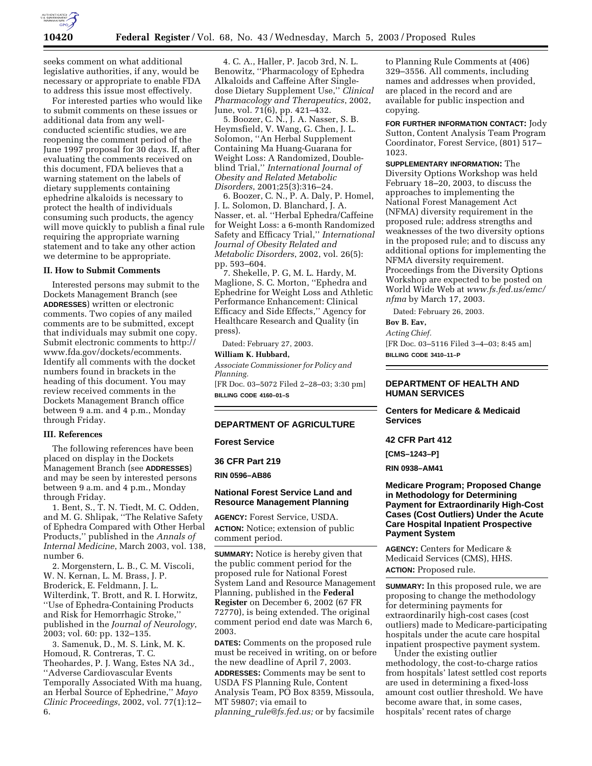seeks comment on what additional legislative authorities, if any, would be necessary or appropriate to enable FDA to address this issue most effectively.

For interested parties who would like to submit comments on these issues or additional data from any well-conducted scientific studies, we are reopening the comment period of the June 1997 proposal for 30 days. If, after evaluating the comments received on this document, FDA believes that a warning statement on the labels of dietary supplements containing ephedrine alkaloids is necessary to protect the health of individuals consuming such products, the agency will move quickly to publish a final rule requiring the appropriate warning statement and to take any other action we determine to be appropriate.

### II. How to Submit Comments

Interested persons may submit to the Dockets Management Branch (see **ADDRESSES**) written or electronic comments. Two copies of any mailed comments are to be submitted, except that individuals may submit one copy. Submit electronic comments to http://www.fda.gov/dockets/ecomments. Identify all comments with the docket numbers found in brackets in the heading of this document. You may review received comments in the Dockets Management Branch office between 9 a.m. and 4 p.m., Monday through Friday.

### III. References

The following references have been placed on display in the Dockets Management Branch (see **ADDRESSES**) and may be seen by interested persons between 9 a.m. and 4 p.m., Monday through Friday.

1. Bent, S., T. N. Tiedt, M. C. Odden, and M. G. Shlipak, ''The Relative Safety of Ephedra Compared with Other Herbal Products,'' published in the *Annals of Internal Medicine*, March 2003, vol. 138, number 6.

2. Morgenstern, L. B., C. M. Viscoli, W. N. Kernan, L. M. Brass, J. P. Broderick, E. Feldmann, J. L. Wilterdink, T. Brott, and R. I. Horwitz, ''Use of Ephedra-Containing Products and Risk for Hemorrhagic Stroke,'' published in the *Journal of Neurology*, 2003; vol. 60: pp. 132–135.

3. Samenuk, D., M. S. Link, M. K. Homoud, R. Contreras, T. C. Theohardes, P. J. Wang, Estes NA 3d., ''Adverse Cardiovascular Events Temporally Associated With ma huang, an Herbal Source of Ephedrine,'' *Mayo Clinic Proceedings*, 2002, vol. 77(1):12–6.

4. C. A., Haller, P. Jacob 3rd, N. L. Benowitz, ''Pharmacology of Ephedra Alkaloids and Caffeine After Single-dose Dietary Supplement Use,'' *Clinical Pharmacology and Therapeutics*, 2002, June, vol. 71(6), pp. 421–432.

5. Boozer, C. N., J. A. Nasser, S. B. Heymsfield, V. Wang, G. Chen, J. L. Solomon, ''An Herbal Supplement Containing Ma Huang-Guarana for Weight Loss: A Randomized, Double-blind Trial,'' *International Journal of Obesity and Related Metabolic Disorders*, 2001;25(3):316–24.

6. Boozer, C. N., P. A. Daly, P. Homel, J. L. Solomon, D. Blanchard, J. A. Nasser, et. al. ''Herbal Ephedra/Caffeine for Weight Loss: a 6-month Randomized Safety and Efficacy Trial,'' *International Journal of Obesity Related and Metabolic Disorders*, 2002, vol. 26(5): pp. 593–604.

7. Shekelle, P. G, M. L. Hardy, M. Maglione, S. C. Morton, ''Ephedra and Ephedrine for Weight Loss and Athletic Performance Enhancement: Clinical Efficacy and Side Effects,'' Agency for Healthcare Research and Quality (in press).

Dated: February 27, 2003.

**William K. Hubbard,**

*Associate Commissioner for Policy and Planning.*

[FR Doc. 03–5072 Filed 2–28–03; 3:30 pm]

**BILLING CODE 4160–01–S**

## DEPARTMENT OF AGRICULTURE

### Forest Service

### 36 CFR Part 219

**RIN 0596–AB86**

### National Forest Service Land and Resource Management Planning

**AGENCY:** Forest Service, USDA.

**ACTION:** Notice; extension of public comment period.

**SUMMARY:** Notice is hereby given that the public comment period for the proposed rule for National Forest System Land and Resource Management Planning, published in the **Federal Register** on December 6, 2002 (67 FR 72770), is being extended. The original comment period end date was March 6, 2003.

**DATES:** Comments on the proposed rule must be received in writing, on or before the new deadline of April 7, 2003.

**ADDRESSES:** Comments may be sent to USDA FS Planning Rule, Content Analysis Team, PO Box 8359, Missoula, MT 59807; via email to *planning_rule@fs.fed.us;* or by facsimile to Planning Rule Comments at (406) 329–3556. All comments, including names and addresses when provided, are placed in the record and are available for public inspection and copying.

**FOR FURTHER INFORMATION CONTACT:** Jody Sutton, Content Analysis Team Program Coordinator, Forest Service, (801) 517–1023.

**SUPPLEMENTARY INFORMATION:** The Diversity Options Workshop was held February 18–20, 2003, to discuss the approaches to implementing the National Forest Management Act (NFMA) diversity requirement in the proposed rule; address strengths and weaknesses of the two diversity options in the proposed rule; and to discuss any additional options for implementing the NFMA diversity requirement. Proceedings from the Diversity Options Workshop are expected to be posted on World Wide Web at *www.fs.fed.us/emc/nfma* by March 17, 2003.

Dated: February 26, 2003.

**Bov B. Eav,**

*Acting Chief.*

[FR Doc. 03–5116 Filed 3–4–03; 8:45 am]

**BILLING CODE 3410–11–P**

## DEPARTMENT OF HEALTH AND HUMAN SERVICES

### Centers for Medicare & Medicaid Services

### 42 CFR Part 412

**[CMS–1243–P]**

**RIN 0938–AM41**

### Medicare Program; Proposed Change in Methodology for Determining Payment for Extraordinarily High-Cost Cases (Cost Outliers) Under the Acute Care Hospital Inpatient Prospective Payment System

**AGENCY:** Centers for Medicare & Medicaid Services (CMS), HHS.

**ACTION:** Proposed rule.

**SUMMARY:** In this proposed rule, we are proposing to change the methodology for determining payments for extraordinarily high-cost cases (cost outliers) made to Medicare-participating hospitals under the acute care hospital inpatient prospective payment system.

Under the existing outlier methodology, the cost-to-charge ratios from hospitals' latest settled cost reports are used in determining a fixed-loss amount cost outlier threshold. We have become aware that, in some cases, hospitals' recent rates of charge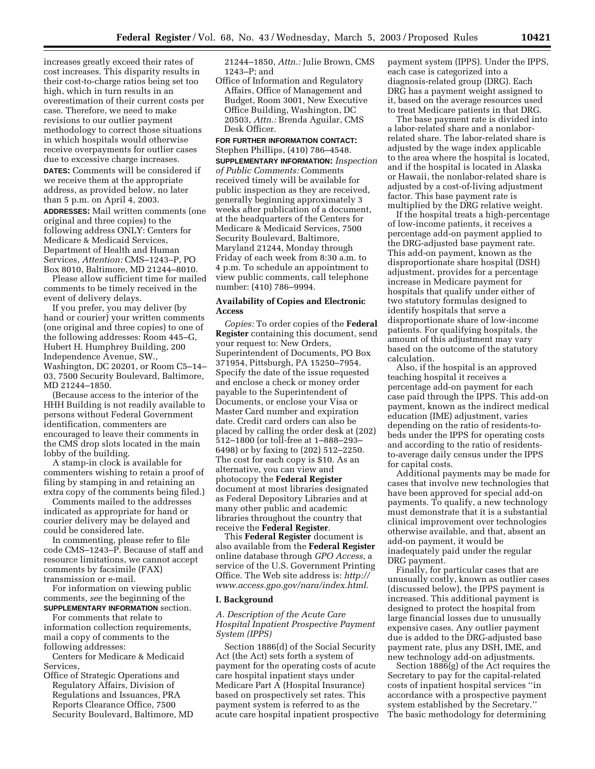increases greatly exceed their rates of cost increases. This disparity results in their cost-to-charge ratios being set too high, which in turn results in an overestimation of their current costs per case. Therefore, we need to make revisions to our outlier payment methodology to correct those situations in which hospitals would otherwise receive overpayments for outlier cases due to excessive charge increases.

**DATES:** Comments will be considered if we receive them at the appropriate address, as provided below, no later than 5 p.m. on April 4, 2003.

**ADDRESSES:** Mail written comments (one original and three copies) to the following address ONLY: Centers for Medicare & Medicaid Services, Department of Health and Human Services, *Attention:* CMS–1243–P, PO Box 8010, Baltimore, MD 21244–8010.

Please allow sufficient time for mailed comments to be timely received in the event of delivery delays.

If you prefer, you may deliver (by hand or courier) your written comments (one original and three copies) to one of the following addresses: Room 445–G, Hubert H. Humphrey Building, 200 Independence Avenue, SW., Washington, DC 20201, or Room C5–14–03, 7500 Security Boulevard, Baltimore, MD 21244–1850.

(Because access to the interior of the HHH Building is not readily available to persons without Federal Government identification, commenters are encouraged to leave their comments in the CMS drop slots located in the main lobby of the building.

A stamp-in clock is available for commenters wishing to retain a proof of filing by stamping in and retaining an extra copy of the comments being filed.)

Comments mailed to the addresses indicated as appropriate for hand or courier delivery may be delayed and could be considered late.

In commenting, please refer to file code CMS–1243–P. Because of staff and resource limitations, we cannot accept comments by facsimile (FAX) transmission or e-mail.

For information on viewing public comments, *see* the beginning of the **SUPPLEMENTARY INFORMATION** section.

For comments that relate to information collection requirements, mail a copy of comments to the following addresses:

Centers for Medicare & Medicaid Services,

Office of Strategic Operations and Regulatory Affairs, Division of Regulations and Issuances, PRA Reports Clearance Office, 7500 Security Boulevard, Baltimore, MD 21244–1850, *Attn.:* Julie Brown, CMS 1243–P; and

Office of Information and Regulatory Affairs, Office of Management and Budget, Room 3001, New Executive Office Building, Washington, DC 20503, *Attn.:* Brenda Aguilar, CMS Desk Officer.

**FOR FURTHER INFORMATION CONTACT:** Stephen Phillips, (410) 786–4548.

**SUPPLEMENTARY INFORMATION:** *Inspection of Public Comments:* Comments received timely will be available for public inspection as they are received, generally beginning approximately 3 weeks after publication of a document, at the headquarters of the Centers for Medicare & Medicaid Services, 7500 Security Boulevard, Baltimore, Maryland 21244, Monday through Friday of each week from 8:30 a.m. to 4 p.m. To schedule an appointment to view public comments, call telephone number: (410) 786–9994.

**Availability of Copies and Electronic Access**

*Copies:* To order copies of the **Federal Register** containing this document, send your request to: New Orders, Superintendent of Documents, PO Box 371954, Pittsburgh, PA 15250–7954. Specify the date of the issue requested and enclose a check or money order payable to the Superintendent of Documents, or enclose your Visa or Master Card number and expiration date. Credit card orders can also be placed by calling the order desk at (202) 512–1800 (or toll-free at 1–888–293–6498) or by faxing to (202) 512–2250. The cost for each copy is $10. As an alternative, you can view and photocopy the **Federal Register** document at most libraries designated as Federal Depository Libraries and at many other public and academic libraries throughout the country that receive the **Federal Register**.

This **Federal Register** document is also available from the **Federal Register** online database through *GPO Access,* a service of the U.S. Government Printing Office. The Web site address is: *http://www.access.gpo.gov/nara/index.html.*

## I. Background

### *A. Description of the Acute Care Hospital Inpatient Prospective Payment System (IPPS)*

Section 1886(d) of the Social Security Act (the Act) sets forth a system of payment for the operating costs of acute care hospital inpatient stays under Medicare Part A (Hospital Insurance) based on prospectively set rates. This payment system is referred to as the acute care hospital inpatient prospective payment system (IPPS). Under the IPPS, each case is categorized into a diagnosis-related group (DRG). Each DRG has a payment weight assigned to it, based on the average resources used to treat Medicare patients in that DRG.

The base payment rate is divided into a labor-related share and a nonlabor-related share. The labor-related share is adjusted by the wage index applicable to the area where the hospital is located, and if the hospital is located in Alaska or Hawaii, the nonlabor-related share is adjusted by a cost-of-living adjustment factor. This base payment rate is multiplied by the DRG relative weight.

If the hospital treats a high-percentage of low-income patients, it receives a percentage add-on payment applied to the DRG-adjusted base payment rate. This add-on payment, known as the disproportionate share hospital (DSH) adjustment, provides for a percentage increase in Medicare payment for hospitals that qualify under either of two statutory formulas designed to identify hospitals that serve a disproportionate share of low-income patients. For qualifying hospitals, the amount of this adjustment may vary based on the outcome of the statutory calculation.

Also, if the hospital is an approved teaching hospital it receives a percentage add-on payment for each case paid through the IPPS. This add-on payment, known as the indirect medical education (IME) adjustment, varies depending on the ratio of residents-to-beds under the IPPS for operating costs and according to the ratio of residents-to-average daily census under the IPPS for capital costs.

Additional payments may be made for cases that involve new technologies that have been approved for special add-on payments. To qualify, a new technology must demonstrate that it is a substantial clinical improvement over technologies otherwise available, and that, absent an add-on payment, it would be inadequately paid under the regular DRG payment.

Finally, for particular cases that are unusually costly, known as outlier cases (discussed below), the IPPS payment is increased. This additional payment is designed to protect the hospital from large financial losses due to unusually expensive cases. Any outlier payment due is added to the DRG-adjusted base payment rate, plus any DSH, IME, and new technology add-on adjustments.

Section 1886(g) of the Act requires the Secretary to pay for the capital-related costs of inpatient hospital services ''in accordance with a prospective payment system established by the Secretary.'' The basic methodology for determining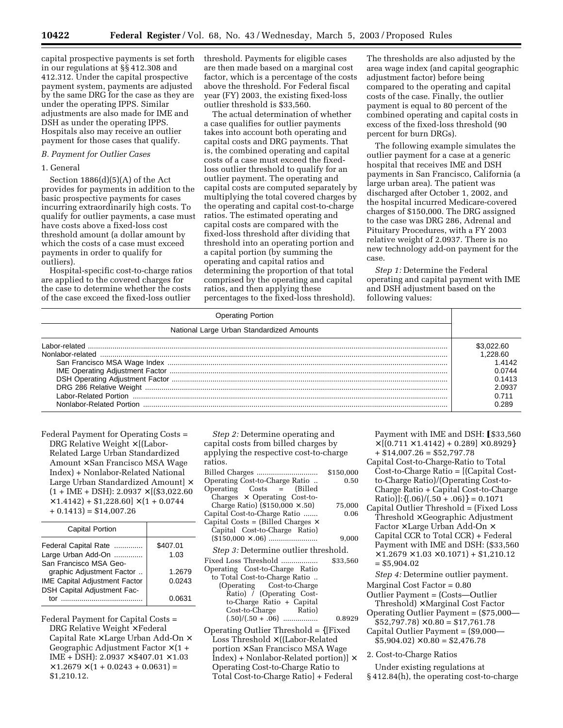capital prospective payments is set forth in our regulations at §§ 412.308 and 412.312. Under the capital prospective payment system, payments are adjusted by the same DRG for the case as they are under the operating IPPS. Similar adjustments are also made for IME and DSH as under the operating IPPS. Hospitals also may receive an outlier payment for those cases that qualify.

### *B. Payment for Outlier Cases*

#### 1. General

Section 1886(d)(5)(A) of the Act provides for payments in addition to the basic prospective payments for cases incurring extraordinarily high costs. To qualify for outlier payments, a case must have costs above a fixed-loss cost threshold amount (a dollar amount by which the costs of a case must exceed payments in order to qualify for outliers).

Hospital-specific cost-to-charge ratios are applied to the covered charges for the case to determine whether the costs of the case exceed the fixed-loss outlier threshold. Payments for eligible cases are then made based on a marginal cost factor, which is a percentage of the costs above the threshold. For Federal fiscal year (FY) 2003, the existing fixed-loss outlier threshold is $33,560.

The actual determination of whether a case qualifies for outlier payments takes into account both operating and capital costs and DRG payments. That is, the combined operating and capital costs of a case must exceed the fixed-loss outlier threshold to qualify for an outlier payment. The operating and capital costs are computed separately by multiplying the total covered charges by the operating and capital cost-to-charge ratios. The estimated operating and capital costs are compared with the fixed-loss threshold after dividing that threshold into an operating portion and a capital portion (by summing the operating and capital ratios and determining the proportion of that total comprised by the operating and capital ratios, and then applying these percentages to the fixed-loss threshold). The thresholds are also adjusted by the area wage index (and capital geographic adjustment factor) before being compared to the operating and capital costs of the case. Finally, the outlier payment is equal to 80 percent of the combined operating and capital costs in excess of the fixed-loss threshold (90 percent for burn DRGs).

The following example simulates the outlier payment for a case at a generic hospital that receives IME and DSH payments in San Francisco, California (a large urban area). The patient was discharged after October 1, 2002, and the hospital incurred Medicare-covered charges of $150,000. The DRG assigned to the case was DRG 286, Adrenal and Pituitary Procedures, with a FY 2003 relative weight of 2.0937. There is no new technology add-on payment for the case.

*Step 1:* Determine the Federal operating and capital payment with IME and DSH adjustment based on the following values:

| Operating Portion | |
|---|---|
| National Large Urban Standardized Amounts | |
| Labor-related | $3,022.60 |
| Nonlabor-related | 1,228.60 |
| San Francisco MSA Wage Index | 1.4142 |
| IME Operating Adjustment Factor | 0.0744 |
| DSH Operating Adjustment Factor | 0.1413 |
| DRG 286 Relative Weight | 2.0937 |
| Labor-Related Portion | 0.711 |
| Nonlabor-Related Portion | 0.289 |

Federal Payment for Operating Costs = DRG Relative Weight × [(Labor-Related Large Urban Standardized Amount × San Francisco MSA Wage Index) + Nonlabor-Related National Large Urban Standardized Amount] × (1 + IME + DSH): 2.0937 × [($3,022.60 × 1.4142) + $1,228.60] × (1 + 0.0744 + 0.1413) = $14,007.26

| Capital Portion | |
|---|---|
| Federal Capital Rate | $407.01 |
| Large Urban Add-On | 1.03 |
| San Francisco MSA Geographic Adjustment Factor | 1.2679 |
| IME Capital Adjustment Factor | 0.0243 |
| DSH Capital Adjustment Factor | 0.0631 |

Federal Payment for Capital Costs = DRG Relative Weight × Federal Capital Rate × Large Urban Add-On × Geographic Adjustment Factor × (1 + IME + DSH): 2.0937 × $407.01 × 1.03 × 1.2679 × (1 + 0.0243 + 0.0631) = $1,210.12.

*Step 2:* Determine operating and capital costs from billed charges by applying the respective cost-to-charge ratios.

| | |
|---|---|
| Billed Charges | $150,000 |
| Operating Cost-to-Charge Ratio | 0.50 |
| Operating Costs = (Billed Charges × Operating Cost-to-Charge Ratio) ($150,000 × .50) | 75,000 |
| Capital Cost-to-Charge Ratio | 0.06 |
| Capital Costs = (Billed Charges × Capital Cost-to-Charge Ratio) ($150,000 × .06) | 9,000 |

*Step 3:* Determine outlier threshold.

| | |
|---|---|
| Fixed Loss Threshold | $33,560 |
| Operating Cost-to-Charge Ratio to Total Cost-to-Charge Ratio (Operating Cost-to-Charge Ratio) / (Operating Cost-to-Charge Ratio + Capital Cost-to-Charge Ratio) (.50)/(.50 + .06) | 0.8929 |

Operating Outlier Threshold = {[Fixed Loss Threshold × ((Labor-Related portion × San Francisco MSA Wage Index) + Nonlabor-Related portion)] × Operating Cost-to-Charge Ratio to Total Cost-to-Charge Ratio} + Federal Payment with IME and DSH: [$33,560 × [(0.711 × 1.4142) + 0.289] × 0.8929} + $14,007.26 = $52,797.78

Capital Cost-to-Charge-Ratio to Total Cost-to-Charge Ratio = [(Capital Cost-to-Charge Ratio)/(Operating Cost-to-Charge Ratio + Capital Cost-to-Charge Ratio)]: {(.06)/(.50 + .06)} = 0.1071

Capital Outlier Threshold = (Fixed Loss Threshold × Geographic Adjustment Factor × Large Urban Add-On × Capital CCR to Total CCR) + Federal Payment with IME and DSH: ($33,560 × 1.2679 × 1.03 × 0.1071) + $1,210.12 = $5,904.02

*Step 4:* Determine outlier payment.

Marginal Cost Factor = 0.80

Outlier Payment = (Costs—Outlier Threshold) × Marginal Cost Factor

Operating Outlier Payment = ($75,000—$52,797.78) × 0.80 = $17,761.78

Capital Outlier Payment = ($9,000—$5,904.02) × 0.80 = $2,476.78

#### 2. Cost-to-Charge Ratios

Under existing regulations at § 412.84(h), the operating cost-to-charge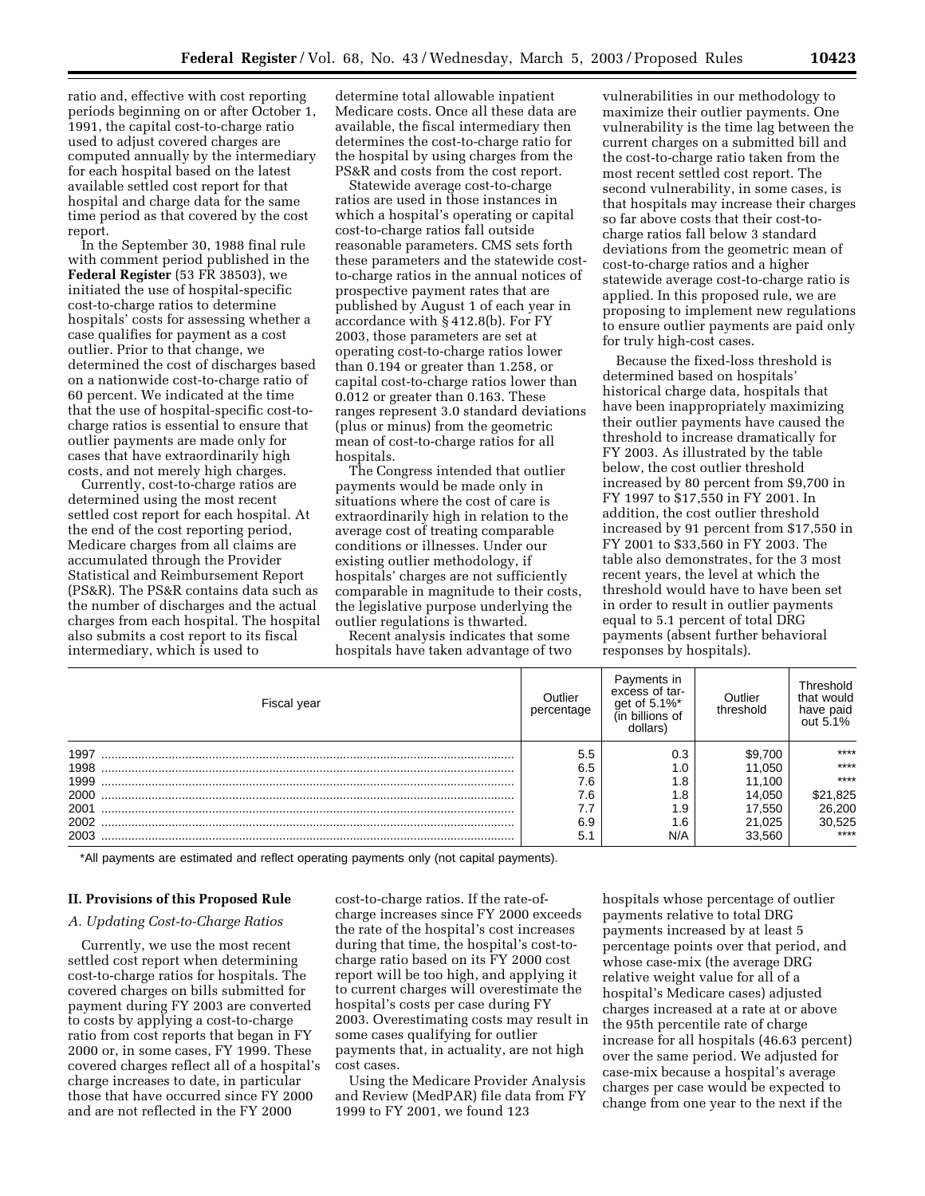ratio and, effective with cost reporting periods beginning on or after October 1, 1991, the capital cost-to-charge ratio used to adjust covered charges are computed annually by the intermediary for each hospital based on the latest available settled cost report for that hospital and charge data for the same time period as that covered by the cost report.

In the September 30, 1988 final rule with comment period published in the **Federal Register** (53 FR 38503), we initiated the use of hospital-specific cost-to-charge ratios to determine hospitals' costs for assessing whether a case qualifies for payment as a cost outlier. Prior to that change, we determined the cost of discharges based on a nationwide cost-to-charge ratio of 60 percent. We indicated at the time that the use of hospital-specific cost-to-charge ratios is essential to ensure that outlier payments are made only for cases that have extraordinarily high costs, and not merely high charges.

Currently, cost-to-charge ratios are determined using the most recent settled cost report for each hospital. At the end of the cost reporting period, Medicare charges from all claims are accumulated through the Provider Statistical and Reimbursement Report (PS&R). The PS&R contains data such as the number of discharges and the actual charges from each hospital. The hospital also submits a cost report to its fiscal intermediary, which is used to determine total allowable inpatient Medicare costs. Once all these data are available, the fiscal intermediary then determines the cost-to-charge ratio for the hospital by using charges from the PS&R and costs from the cost report.

Statewide average cost-to-charge ratios are used in those instances in which a hospital's operating or capital cost-to-charge ratios fall outside reasonable parameters. CMS sets forth these parameters and the statewide cost-to-charge ratios in the annual notices of prospective payment rates that are published by August 1 of each year in accordance with § 412.8(b). For FY 2003, those parameters are set at operating cost-to-charge ratios lower than 0.194 or greater than 1.258, or capital cost-to-charge ratios lower than 0.012 or greater than 0.163. These ranges represent 3.0 standard deviations (plus or minus) from the geometric mean of cost-to-charge ratios for all hospitals.

The Congress intended that outlier payments would be made only in situations where the cost of care is extraordinarily high in relation to the average cost of treating comparable conditions or illnesses. Under our existing outlier methodology, if hospitals' charges are not sufficiently comparable in magnitude to their costs, the legislative purpose underlying the outlier regulations is thwarted.

Recent analysis indicates that some hospitals have taken advantage of two vulnerabilities in our methodology to maximize their outlier payments. One vulnerability is the time lag between the current charges on a submitted bill and the cost-to-charge ratio taken from the most recent settled cost report. The second vulnerability, in some cases, is that hospitals may increase their charges so far above costs that their cost-to-charge ratios fall below 3 standard deviations from the geometric mean of cost-to-charge ratios and a higher statewide average cost-to-charge ratio is applied. In this proposed rule, we are proposing to implement new regulations to ensure outlier payments are paid only for truly high-cost cases.

Because the fixed-loss threshold is determined based on hospitals' historical charge data, hospitals that have been inappropriately maximizing their outlier payments have caused the threshold to increase dramatically for FY 2003. As illustrated by the table below, the cost outlier threshold increased by 80 percent from $9,700 in FY 1997 to $17,550 in FY 2001. In addition, the cost outlier threshold increased by 91 percent from $17,550 in FY 2001 to $33,560 in FY 2003. The table also demonstrates, for the 3 most recent years, the level at which the threshold would have to have been set in order to result in outlier payments equal to 5.1 percent of total DRG payments (absent further behavioral responses by hospitals).

| Fiscal year | Outlier percentage | Payments in excess of target of 5.1%* (in billions of dollars) | Outlier threshold | Threshold that would have paid out 5.1% |
|---|---|---|---|---|
| 1997 | 5.5 | 0.3 | $9,700 | **** |
| 1998 | 6.5 | 1.0 | 11,050 | **** |
| 1999 | 7.6 | 1.8 | 11,100 | **** |
| 2000 | 7.6 | 1.8 | 14,050 | $21,825 |
| 2001 | 7.7 | 1.9 | 17,550 | 26,200 |
| 2002 | 6.9 | 1.6 | 21,025 | 30,525 |
| 2003 | 5.1 | N/A | 33,560 | **** |

*All payments are estimated and reflect operating payments only (not capital payments).

## II. Provisions of this Proposed Rule

### *A. Updating Cost-to-Charge Ratios*

Currently, we use the most recent settled cost report when determining cost-to-charge ratios for hospitals. The covered charges on bills submitted for payment during FY 2003 are converted to costs by applying a cost-to-charge ratio from cost reports that began in FY 2000 or, in some cases, FY 1999. These covered charges reflect all of a hospital's charge increases to date, in particular those that have occurred since FY 2000 and are not reflected in the FY 2000 cost-to-charge ratios. If the rate-of-charge increases since FY 2000 exceeds the rate of the hospital's cost increases during that time, the hospital's cost-to-charge ratio based on its FY 2000 cost report will be too high, and applying it to current charges will overestimate the hospital's costs per case during FY 2003. Overestimating costs may result in some cases qualifying for outlier payments that, in actuality, are not high cost cases.

Using the Medicare Provider Analysis and Review (MedPAR) file data from FY 1999 to FY 2001, we found 123 hospitals whose percentage of outlier payments relative to total DRG payments increased by at least 5 percentage points over that period, and whose case-mix (the average DRG relative weight value for all of a hospital's Medicare cases) adjusted charges increased at a rate at or above the 95th percentile rate of charge increase for all hospitals (46.63 percent) over the same period. We adjusted for case-mix because a hospital's average charges per case would be expected to change from one year to the next if the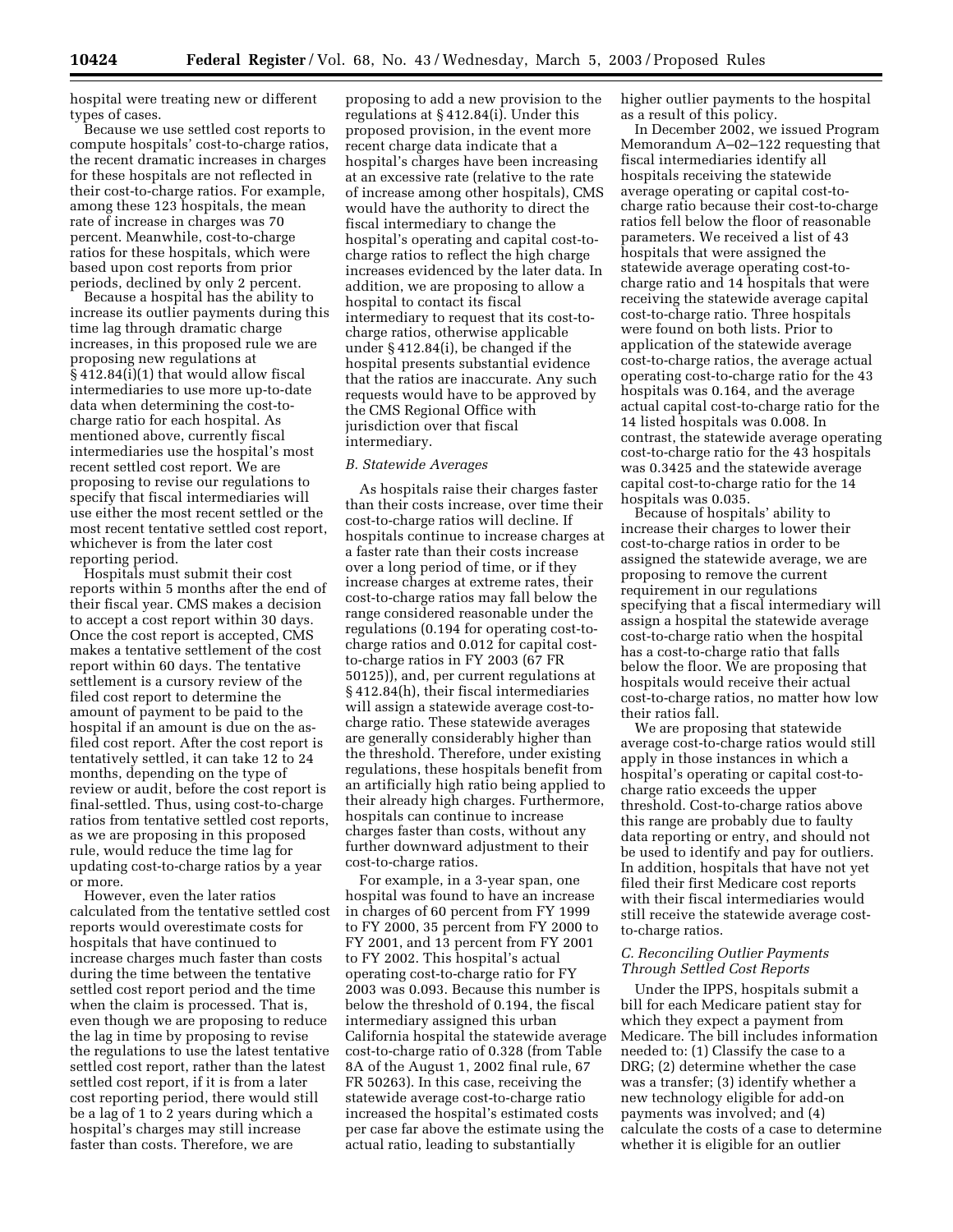hospital were treating new or different types of cases.

Because we use settled cost reports to compute hospitals' cost-to-charge ratios, the recent dramatic increases in charges for these hospitals are not reflected in their cost-to-charge ratios. For example, among these 123 hospitals, the mean rate of increase in charges was 70 percent. Meanwhile, cost-to-charge ratios for these hospitals, which were based upon cost reports from prior periods, declined by only 2 percent.

Because a hospital has the ability to increase its outlier payments during this time lag through dramatic charge increases, in this proposed rule we are proposing new regulations at § 412.84(i)(1) that would allow fiscal intermediaries to use more up-to-date data when determining the cost-to-charge ratio for each hospital. As mentioned above, currently fiscal intermediaries use the hospital's most recent settled cost report. We are proposing to revise our regulations to specify that fiscal intermediaries will use either the most recent settled or the most recent tentative settled cost report, whichever is from the later cost reporting period.

Hospitals must submit their cost reports within 5 months after the end of their fiscal year. CMS makes a decision to accept a cost report within 30 days. Once the cost report is accepted, CMS makes a tentative settlement of the cost report within 60 days. The tentative settlement is a cursory review of the filed cost report to determine the amount of payment to be paid to the hospital if an amount is due on the as-filed cost report. After the cost report is tentatively settled, it can take 12 to 24 months, depending on the type of review or audit, before the cost report is final-settled. Thus, using cost-to-charge ratios from tentative settled cost reports, as we are proposing in this proposed rule, would reduce the time lag for updating cost-to-charge ratios by a year or more.

However, even the later ratios calculated from the tentative settled cost reports would overestimate costs for hospitals that have continued to increase charges much faster than costs during the time between the tentative settled cost report period and the time when the claim is processed. That is, even though we are proposing to reduce the lag in time by proposing to revise the regulations to use the latest tentative settled cost report, rather than the latest settled cost report, if it is from a later cost reporting period, there would still be a lag of 1 to 2 years during which a hospital's charges may still increase faster than costs. Therefore, we are proposing to add a new provision to the regulations at § 412.84(i). Under this proposed provision, in the event more recent charge data indicate that a hospital's charges have been increasing at an excessive rate (relative to the rate of increase among other hospitals), CMS would have the authority to direct the fiscal intermediary to change the hospital's operating and capital cost-to-charge ratios to reflect the high charge increases evidenced by the later data. In addition, we are proposing to allow a hospital to contact its fiscal intermediary to request that its cost-to-charge ratios, otherwise applicable under § 412.84(i), be changed if the hospital presents substantial evidence that the ratios are inaccurate. Any such requests would have to be approved by the CMS Regional Office with jurisdiction over that fiscal intermediary.

### *B. Statewide Averages*

As hospitals raise their charges faster than their costs increase, over time their cost-to-charge ratios will decline. If hospitals continue to increase charges at a faster rate than their costs increase over a long period of time, or if they increase charges at extreme rates, their cost-to-charge ratios may fall below the range considered reasonable under the regulations (0.194 for operating cost-to-charge ratios and 0.012 for capital cost-to-charge ratios in FY 2003 (67 FR 50125)), and, per current regulations at § 412.84(h), their fiscal intermediaries will assign a statewide average cost-to-charge ratio. These statewide averages are generally considerably higher than the threshold. Therefore, under existing regulations, these hospitals benefit from an artificially high ratio being applied to their already high charges. Furthermore, hospitals can continue to increase charges faster than costs, without any further downward adjustment to their cost-to-charge ratios.

For example, in a 3-year span, one hospital was found to have an increase in charges of 60 percent from FY 1999 to FY 2000, 35 percent from FY 2000 to FY 2001, and 13 percent from FY 2001 to FY 2002. This hospital's actual operating cost-to-charge ratio for FY 2003 was 0.093. Because this number is below the threshold of 0.194, the fiscal intermediary assigned this urban California hospital the statewide average cost-to-charge ratio of 0.328 (from Table 8A of the August 1, 2002 final rule, 67 FR 50263). In this case, receiving the statewide average cost-to-charge ratio increased the hospital's estimated costs per case far above the estimate using the actual ratio, leading to substantially higher outlier payments to the hospital as a result of this policy.

In December 2002, we issued Program Memorandum A–02–122 requesting that fiscal intermediaries identify all hospitals receiving the statewide average operating or capital cost-to-charge ratio because their cost-to-charge ratios fell below the floor of reasonable parameters. We received a list of 43 hospitals that were assigned the statewide average operating cost-to-charge ratio and 14 hospitals that were receiving the statewide average capital cost-to-charge ratio. Three hospitals were found on both lists. Prior to application of the statewide average cost-to-charge ratios, the average actual operating cost-to-charge ratio for the 43 hospitals was 0.164, and the average actual capital cost-to-charge ratio for the 14 listed hospitals was 0.008. In contrast, the statewide average operating cost-to-charge ratio for the 43 hospitals was 0.3425 and the statewide average capital cost-to-charge ratio for the 14 hospitals was 0.035.

Because of hospitals' ability to increase their charges to lower their cost-to-charge ratios in order to be assigned the statewide average, we are proposing to remove the current requirement in our regulations specifying that a fiscal intermediary will assign a hospital the statewide average cost-to-charge ratio when the hospital has a cost-to-charge ratio that falls below the floor. We are proposing that hospitals would receive their actual cost-to-charge ratios, no matter how low their ratios fall.

We are proposing that statewide average cost-to-charge ratios would still apply in those instances in which a hospital's operating or capital cost-to-charge ratio exceeds the upper threshold. Cost-to-charge ratios above this range are probably due to faulty data reporting or entry, and should not be used to identify and pay for outliers. In addition, hospitals that have not yet filed their first Medicare cost reports with their fiscal intermediaries would still receive the statewide average cost-to-charge ratios.

### *C. Reconciling Outlier Payments Through Settled Cost Reports*

Under the IPPS, hospitals submit a bill for each Medicare patient stay for which they expect a payment from Medicare. The bill includes information needed to: (1) Classify the case to a DRG; (2) determine whether the case was a transfer; (3) identify whether a new technology eligible for add-on payments was involved; and (4) calculate the costs of a case to determine whether it is eligible for an outlier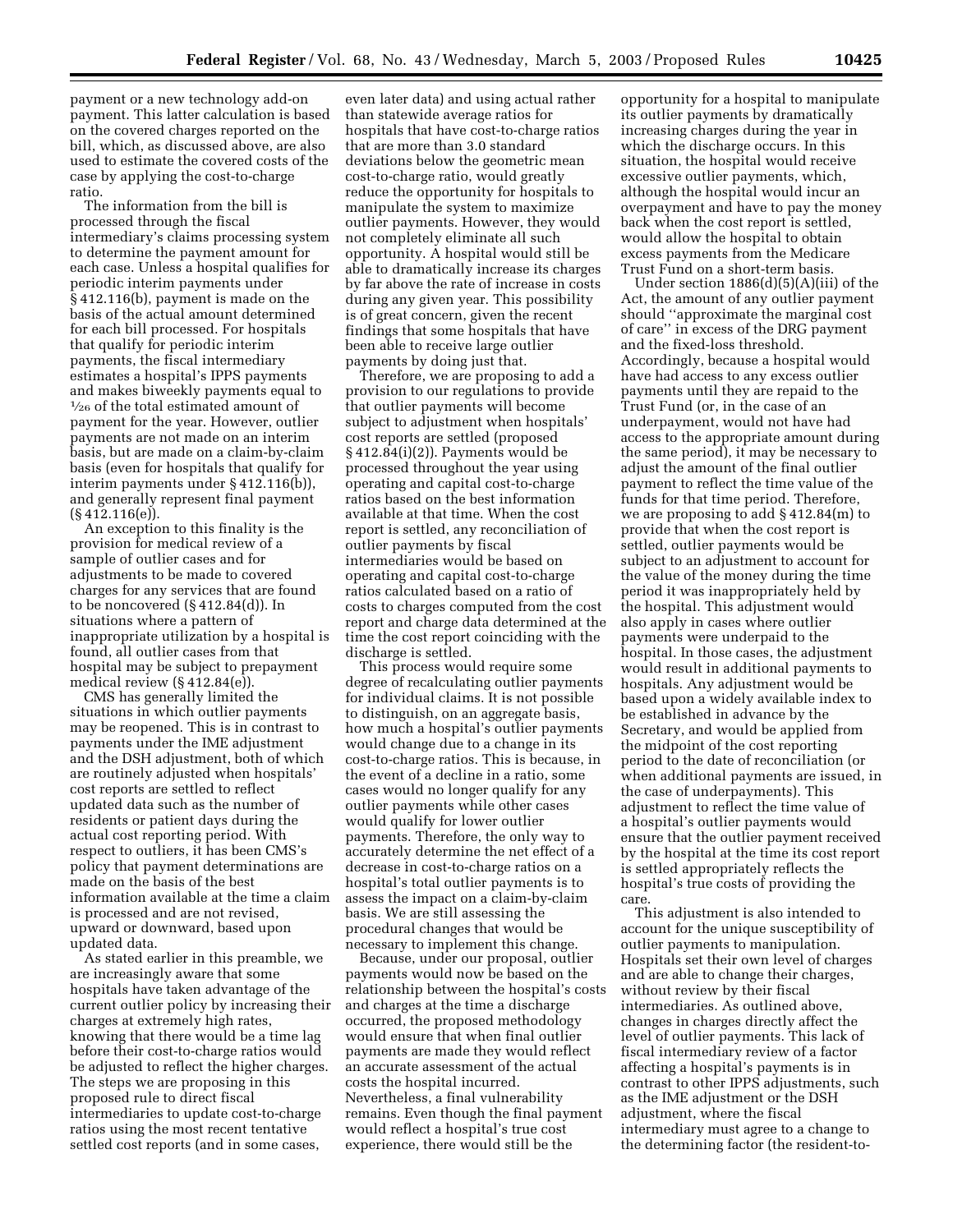payment or a new technology add-on payment. This latter calculation is based on the covered charges reported on the bill, which, as discussed above, are also used to estimate the covered costs of the case by applying the cost-to-charge ratio.

The information from the bill is processed through the fiscal intermediary's claims processing system to determine the payment amount for each case. Unless a hospital qualifies for periodic interim payments under § 412.116(b), payment is made on the basis of the actual amount determined for each bill processed. For hospitals that qualify for periodic interim payments, the fiscal intermediary estimates a hospital's IPPS payments and makes biweekly payments equal to 1/26 of the total estimated amount of payment for the year. However, outlier payments are not made on an interim basis, but are made on a claim-by-claim basis (even for hospitals that qualify for interim payments under § 412.116(b)), and generally represent final payment (§ 412.116(e)).

An exception to this finality is the provision for medical review of a sample of outlier cases and for adjustments to be made to covered charges for any services that are found to be noncovered (§ 412.84(d)). In situations where a pattern of inappropriate utilization by a hospital is found, all outlier cases from that hospital may be subject to prepayment medical review (§ 412.84(e)).

CMS has generally limited the situations in which outlier payments may be reopened. This is in contrast to payments under the IME adjustment and the DSH adjustment, both of which are routinely adjusted when hospitals' cost reports are settled to reflect updated data such as the number of residents or patient days during the actual cost reporting period. With respect to outliers, it has been CMS's policy that payment determinations are made on the basis of the best information available at the time a claim is processed and are not revised, upward or downward, based upon updated data.

As stated earlier in this preamble, we are increasingly aware that some hospitals have taken advantage of the current outlier policy by increasing their charges at extremely high rates, knowing that there would be a time lag before their cost-to-charge ratios would be adjusted to reflect the higher charges. The steps we are proposing in this proposed rule to direct fiscal intermediaries to update cost-to-charge ratios using the most recent tentative settled cost reports (and in some cases, even later data) and using actual rather than statewide average ratios for hospitals that have cost-to-charge ratios that are more than 3.0 standard deviations below the geometric mean cost-to-charge ratio, would greatly reduce the opportunity for hospitals to manipulate the system to maximize outlier payments. However, they would not completely eliminate all such opportunity. A hospital would still be able to dramatically increase its charges by far above the rate of increase in costs during any given year. This possibility is of great concern, given the recent findings that some hospitals that have been able to receive large outlier payments by doing just that.

Therefore, we are proposing to add a provision to our regulations to provide that outlier payments will become subject to adjustment when hospitals' cost reports are settled (proposed § 412.84(i)(2)). Payments would be processed throughout the year using operating and capital cost-to-charge ratios based on the best information available at that time. When the cost report is settled, any reconciliation of outlier payments by fiscal intermediaries would be based on operating and capital cost-to-charge ratios calculated based on a ratio of costs to charges computed from the cost report and charge data determined at the time the cost report coinciding with the discharge is settled.

This process would require some degree of recalculating outlier payments for individual claims. It is not possible to distinguish, on an aggregate basis, how much a hospital's outlier payments would change due to a change in its cost-to-charge ratios. This is because, in the event of a decline in a ratio, some cases would no longer qualify for any outlier payments while other cases would qualify for lower outlier payments. Therefore, the only way to accurately determine the net effect of a decrease in cost-to-charge ratios on a hospital's total outlier payments is to assess the impact on a claim-by-claim basis. We are still assessing the procedural changes that would be necessary to implement this change.

Because, under our proposal, outlier payments would now be based on the relationship between the hospital's costs and charges at the time a discharge occurred, the proposed methodology would ensure that when final outlier payments are made they would reflect an accurate assessment of the actual costs the hospital incurred. Nevertheless, a final vulnerability remains. Even though the final payment would reflect a hospital's true cost experience, there would still be the opportunity for a hospital to manipulate its outlier payments by dramatically increasing charges during the year in which the discharge occurs. In this situation, the hospital would receive excessive outlier payments, which, although the hospital would incur an overpayment and have to pay the money back when the cost report is settled, would allow the hospital to obtain excess payments from the Medicare Trust Fund on a short-term basis.

Under section 1886(d)(5)(A)(iii) of the Act, the amount of any outlier payment should "approximate the marginal cost of care" in excess of the DRG payment and the fixed-loss threshold. Accordingly, because a hospital would have had access to any excess outlier payments until they are repaid to the Trust Fund (or, in the case of an underpayment, would not have had access to the appropriate amount during the same period), it may be necessary to adjust the amount of the final outlier payment to reflect the time value of the funds for that time period. Therefore, we are proposing to add § 412.84(m) to provide that when the cost report is settled, outlier payments would be subject to an adjustment to account for the value of the money during the time period it was inappropriately held by the hospital. This adjustment would also apply in cases where outlier payments were underpaid to the hospital. In those cases, the adjustment would result in additional payments to hospitals. Any adjustment would be based upon a widely available index to be established in advance by the Secretary, and would be applied from the midpoint of the cost reporting period to the date of reconciliation (or when additional payments are issued, in the case of underpayments). This adjustment to reflect the time value of a hospital's outlier payments would ensure that the outlier payment received by the hospital at the time its cost report is settled appropriately reflects the hospital's true costs of providing the care.

This adjustment is also intended to account for the unique susceptibility of outlier payments to manipulation. Hospitals set their own level of charges and are able to change their charges, without review by their fiscal intermediaries. As outlined above, changes in charges directly affect the level of outlier payments. This lack of fiscal intermediary review of a factor affecting a hospital's payments is in contrast to other IPPS adjustments, such as the IME adjustment or the DSH adjustment, where the fiscal intermediary must agree to a change to the determining factor (the resident-to-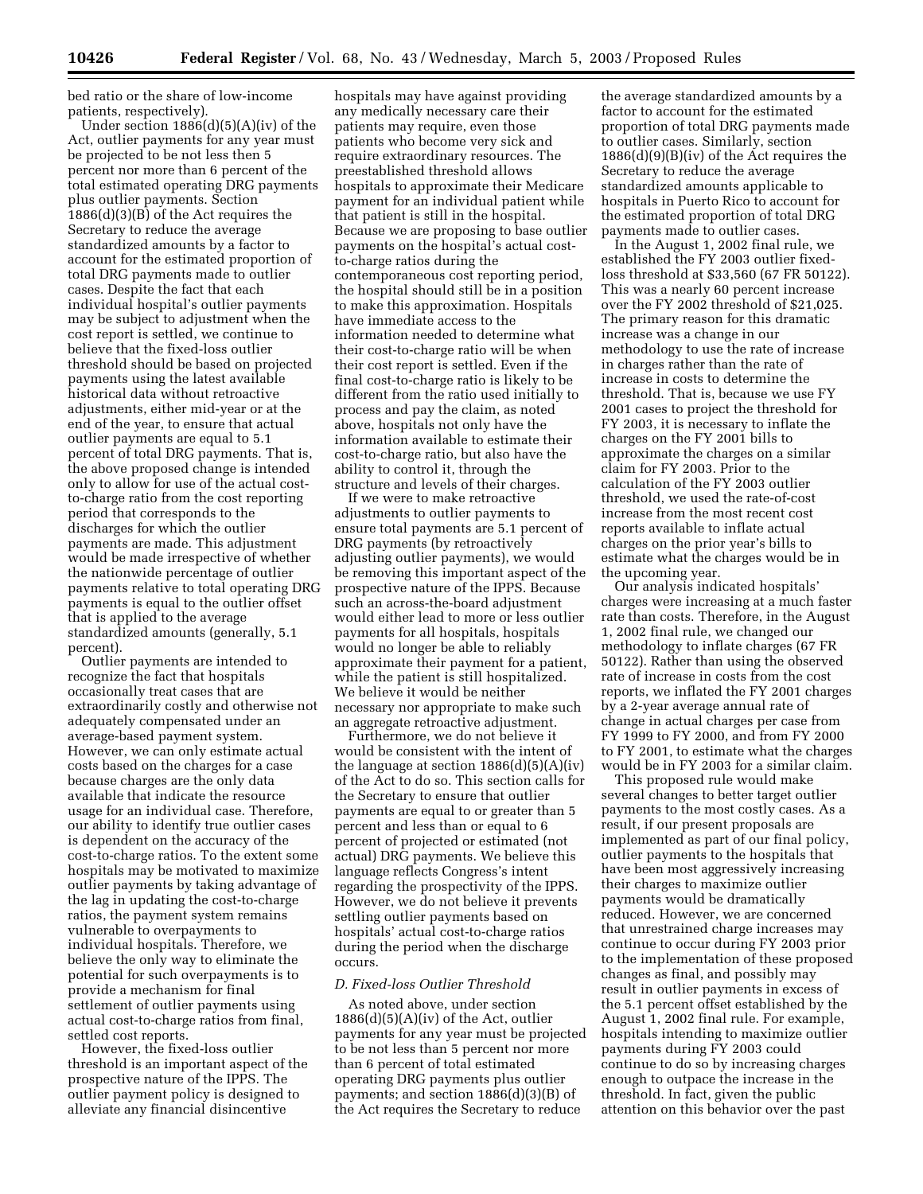bed ratio or the share of low-income patients, respectively).

Under section 1886(d)(5)(A)(iv) of the Act, outlier payments for any year must be projected to be not less then 5 percent nor more than 6 percent of the total estimated operating DRG payments plus outlier payments. Section 1886(d)(3)(B) of the Act requires the Secretary to reduce the average standardized amounts by a factor to account for the estimated proportion of total DRG payments made to outlier cases. Despite the fact that each individual hospital's outlier payments may be subject to adjustment when the cost report is settled, we continue to believe that the fixed-loss outlier threshold should be based on projected payments using the latest available historical data without retroactive adjustments, either mid-year or at the end of the year, to ensure that actual outlier payments are equal to 5.1 percent of total DRG payments. That is, the above proposed change is intended only to allow for use of the actual cost-to-charge ratio from the cost reporting period that corresponds to the discharges for which the outlier payments are made. This adjustment would be made irrespective of whether the nationwide percentage of outlier payments relative to total operating DRG payments is equal to the outlier offset that is applied to the average standardized amounts (generally, 5.1 percent).

Outlier payments are intended to recognize the fact that hospitals occasionally treat cases that are extraordinarily costly and otherwise not adequately compensated under an average-based payment system. However, we can only estimate actual costs based on the charges for a case because charges are the only data available that indicate the resource usage for an individual case. Therefore, our ability to identify true outlier cases is dependent on the accuracy of the cost-to-charge ratios. To the extent some hospitals may be motivated to maximize outlier payments by taking advantage of the lag in updating the cost-to-charge ratios, the payment system remains vulnerable to overpayments to individual hospitals. Therefore, we believe the only way to eliminate the potential for such overpayments is to provide a mechanism for final settlement of outlier payments using actual cost-to-charge ratios from final, settled cost reports.

However, the fixed-loss outlier threshold is an important aspect of the prospective nature of the IPPS. The outlier payment policy is designed to alleviate any financial disincentive hospitals may have against providing any medically necessary care their patients may require, even those patients who become very sick and require extraordinary resources. The preestablished threshold allows hospitals to approximate their Medicare payment for an individual patient while that patient is still in the hospital. Because we are proposing to base outlier payments on the hospital's actual cost-to-charge ratios during the contemporaneous cost reporting period, the hospital should still be in a position to make this approximation. Hospitals have immediate access to the information needed to determine what their cost-to-charge ratio will be when their cost report is settled. Even if the final cost-to-charge ratio is likely to be different from the ratio used initially to process and pay the claim, as noted above, hospitals not only have the information available to estimate their cost-to-charge ratio, but also have the ability to control it, through the structure and levels of their charges.

If we were to make retroactive adjustments to outlier payments to ensure total payments are 5.1 percent of DRG payments (by retroactively adjusting outlier payments), we would be removing this important aspect of the prospective nature of the IPPS. Because such an across-the-board adjustment would either lead to more or less outlier payments for all hospitals, hospitals would no longer be able to reliably approximate their payment for a patient, while the patient is still hospitalized. We believe it would be neither necessary nor appropriate to make such an aggregate retroactive adjustment.

Furthermore, we do not believe it would be consistent with the intent of the language at section 1886(d)(5)(A)(iv) of the Act to do so. This section calls for the Secretary to ensure that outlier payments are equal to or greater than 5 percent and less than or equal to 6 percent of projected or estimated (not actual) DRG payments. We believe this language reflects Congress's intent regarding the prospectivity of the IPPS. However, we do not believe it prevents settling outlier payments based on hospitals' actual cost-to-charge ratios during the period when the discharge occurs.

*D. Fixed-loss Outlier Threshold*

As noted above, under section 1886(d)(5)(A)(iv) of the Act, outlier payments for any year must be projected to be not less than 5 percent nor more than 6 percent of total estimated operating DRG payments plus outlier payments; and section 1886(d)(3)(B) of the Act requires the Secretary to reduce the average standardized amounts by a factor to account for the estimated proportion of total DRG payments made to outlier cases. Similarly, section 1886(d)(9)(B)(iv) of the Act requires the Secretary to reduce the average standardized amounts applicable to hospitals in Puerto Rico to account for the estimated proportion of total DRG payments made to outlier cases.

In the August 1, 2002 final rule, we established the FY 2003 outlier fixed-loss threshold at $33,560 (67 FR 50122). This was a nearly 60 percent increase over the FY 2002 threshold of $21,025. The primary reason for this dramatic increase was a change in our methodology to use the rate of increase in charges rather than the rate of increase in costs to determine the threshold. That is, because we use FY 2001 cases to project the threshold for FY 2003, it is necessary to inflate the charges on the FY 2001 bills to approximate the charges on a similar claim for FY 2003. Prior to the calculation of the FY 2003 outlier threshold, we used the rate-of-cost increase from the most recent cost reports available to inflate actual charges on the prior year's bills to estimate what the charges would be in the upcoming year.

Our analysis indicated hospitals' charges were increasing at a much faster rate than costs. Therefore, in the August 1, 2002 final rule, we changed our methodology to inflate charges (67 FR 50122). Rather than using the observed rate of increase in costs from the cost reports, we inflated the FY 2001 charges by a 2-year average annual rate of change in actual charges per case from FY 1999 to FY 2000, and from FY 2000 to FY 2001, to estimate what the charges would be in FY 2003 for a similar claim.

This proposed rule would make several changes to better target outlier payments to the most costly cases. As a result, if our present proposals are implemented as part of our final policy, outlier payments to the hospitals that have been most aggressively increasing their charges to maximize outlier payments would be dramatically reduced. However, we are concerned that unrestrained charge increases may continue to occur during FY 2003 prior to the implementation of these proposed changes as final, and possibly may result in outlier payments in excess of the 5.1 percent offset established by the August 1, 2002 final rule. For example, hospitals intending to maximize outlier payments during FY 2003 could continue to do so by increasing charges enough to outpace the increase in the threshold. In fact, given the public attention on this behavior over the past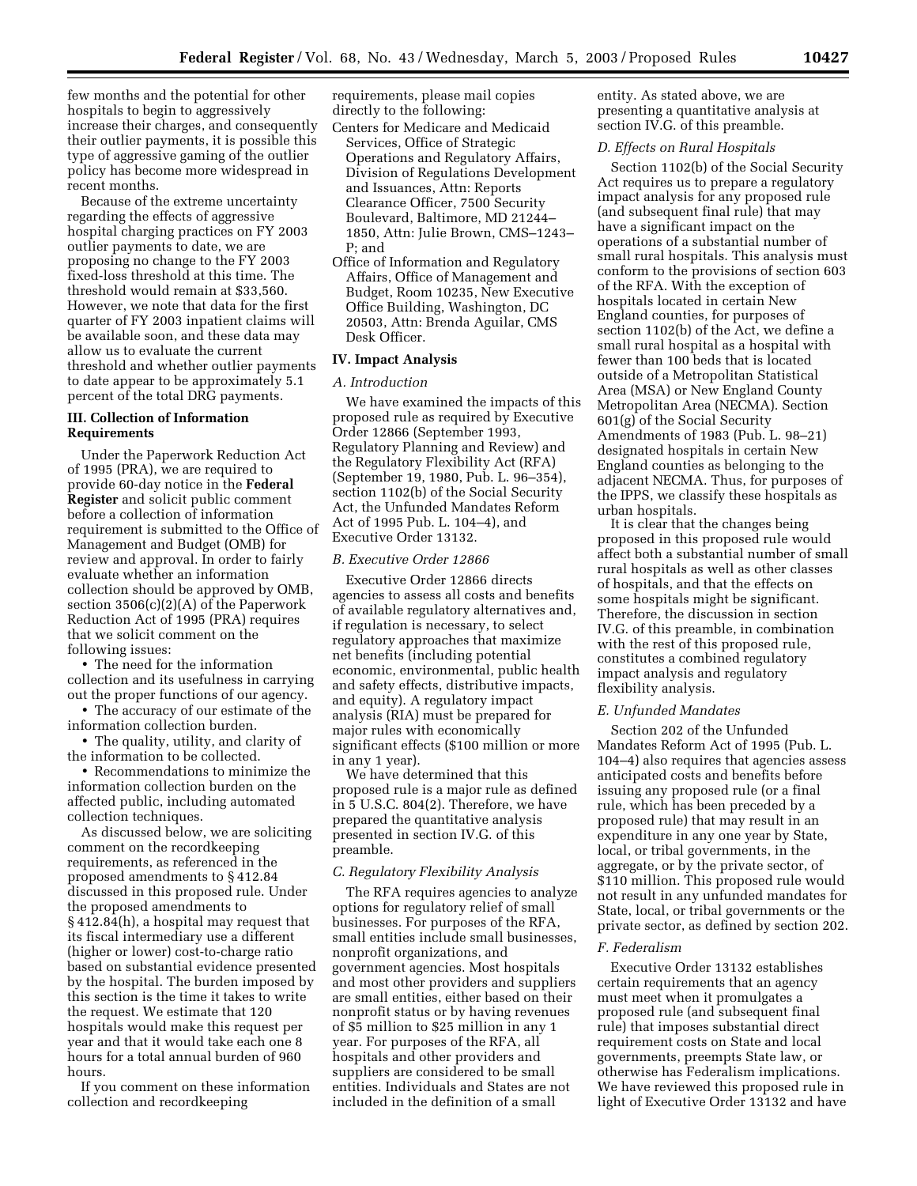few months and the potential for other hospitals to begin to aggressively increase their charges, and consequently their outlier payments, it is possible this type of aggressive gaming of the outlier policy has become more widespread in recent months.

Because of the extreme uncertainty regarding the effects of aggressive hospital charging practices on FY 2003 outlier payments to date, we are proposing no change to the FY 2003 fixed-loss threshold at this time. The threshold would remain at $33,560. However, we note that data for the first quarter of FY 2003 inpatient claims will be available soon, and these data may allow us to evaluate the current threshold and whether outlier payments to date appear to be approximately 5.1 percent of the total DRG payments.

## III. Collection of Information Requirements

Under the Paperwork Reduction Act of 1995 (PRA), we are required to provide 60-day notice in the **Federal Register** and solicit public comment before a collection of information requirement is submitted to the Office of Management and Budget (OMB) for review and approval. In order to fairly evaluate whether an information collection should be approved by OMB, section 3506(c)(2)(A) of the Paperwork Reduction Act of 1995 (PRA) requires that we solicit comment on the following issues:

- The need for the information collection and its usefulness in carrying out the proper functions of our agency.
- The accuracy of our estimate of the information collection burden.
- The quality, utility, and clarity of the information to be collected.
- Recommendations to minimize the information collection burden on the affected public, including automated collection techniques.

As discussed below, we are soliciting comment on the recordkeeping requirements, as referenced in the proposed amendments to § 412.84 discussed in this proposed rule. Under the proposed amendments to § 412.84(h), a hospital may request that its fiscal intermediary use a different (higher or lower) cost-to-charge ratio based on substantial evidence presented by the hospital. The burden imposed by this section is the time it takes to write the request. We estimate that 120 hospitals would make this request per year and that it would take each one 8 hours for a total annual burden of 960 hours.

If you comment on these information collection and recordkeeping requirements, please mail copies directly to the following:

Centers for Medicare and Medicaid Services, Office of Strategic Operations and Regulatory Affairs, Division of Regulations Development and Issuances, Attn: Reports Clearance Officer, 7500 Security Boulevard, Baltimore, MD 21244–1850, Attn: Julie Brown, CMS–1243–P; and

Office of Information and Regulatory Affairs, Office of Management and Budget, Room 10235, New Executive Office Building, Washington, DC 20503, Attn: Brenda Aguilar, CMS Desk Officer.

## IV. Impact Analysis

### *A. Introduction*

We have examined the impacts of this proposed rule as required by Executive Order 12866 (September 1993, Regulatory Planning and Review) and the Regulatory Flexibility Act (RFA) (September 19, 1980, Pub. L. 96–354), section 1102(b) of the Social Security Act, the Unfunded Mandates Reform Act of 1995 Pub. L. 104–4), and Executive Order 13132.

### *B. Executive Order 12866*

Executive Order 12866 directs agencies to assess all costs and benefits of available regulatory alternatives and, if regulation is necessary, to select regulatory approaches that maximize net benefits (including potential economic, environmental, public health and safety effects, distributive impacts, and equity). A regulatory impact analysis (RIA) must be prepared for major rules with economically significant effects ($100 million or more in any 1 year).

We have determined that this proposed rule is a major rule as defined in 5 U.S.C. 804(2). Therefore, we have prepared the quantitative analysis presented in section IV.G. of this preamble.

### *C. Regulatory Flexibility Analysis*

The RFA requires agencies to analyze options for regulatory relief of small businesses. For purposes of the RFA, small entities include small businesses, nonprofit organizations, and government agencies. Most hospitals and most other providers and suppliers are small entities, either based on their nonprofit status or by having revenues of $5 million to $25 million in any 1 year. For purposes of the RFA, all hospitals and other providers and suppliers are considered to be small entities. Individuals and States are not included in the definition of a small entity. As stated above, we are presenting a quantitative analysis at section IV.G. of this preamble.

### *D. Effects on Rural Hospitals*

Section 1102(b) of the Social Security Act requires us to prepare a regulatory impact analysis for any proposed rule (and subsequent final rule) that may have a significant impact on the operations of a substantial number of small rural hospitals. This analysis must conform to the provisions of section 603 of the RFA. With the exception of hospitals located in certain New England counties, for purposes of section 1102(b) of the Act, we define a small rural hospital as a hospital with fewer than 100 beds that is located outside of a Metropolitan Statistical Area (MSA) or New England County Metropolitan Area (NECMA). Section 601(g) of the Social Security Amendments of 1983 (Pub. L. 98–21) designated hospitals in certain New England counties as belonging to the adjacent NECMA. Thus, for purposes of the IPPS, we classify these hospitals as urban hospitals.

It is clear that the changes being proposed in this proposed rule would affect both a substantial number of small rural hospitals as well as other classes of hospitals, and that the effects on some hospitals might be significant. Therefore, the discussion in section IV.G. of this preamble, in combination with the rest of this proposed rule, constitutes a combined regulatory impact analysis and regulatory flexibility analysis.

### *E. Unfunded Mandates*

Section 202 of the Unfunded Mandates Reform Act of 1995 (Pub. L. 104–4) also requires that agencies assess anticipated costs and benefits before issuing any proposed rule (or a final rule, which has been preceded by a proposed rule) that may result in an expenditure in any one year by State, local, or tribal governments, in the aggregate, or by the private sector, of $110 million. This proposed rule would not result in any unfunded mandates for State, local, or tribal governments or the private sector, as defined by section 202.

### *F. Federalism*

Executive Order 13132 establishes certain requirements that an agency must meet when it promulgates a proposed rule (and subsequent final rule) that imposes substantial direct requirement costs on State and local governments, preempts State law, or otherwise has Federalism implications. We have reviewed this proposed rule in light of Executive Order 13132 and have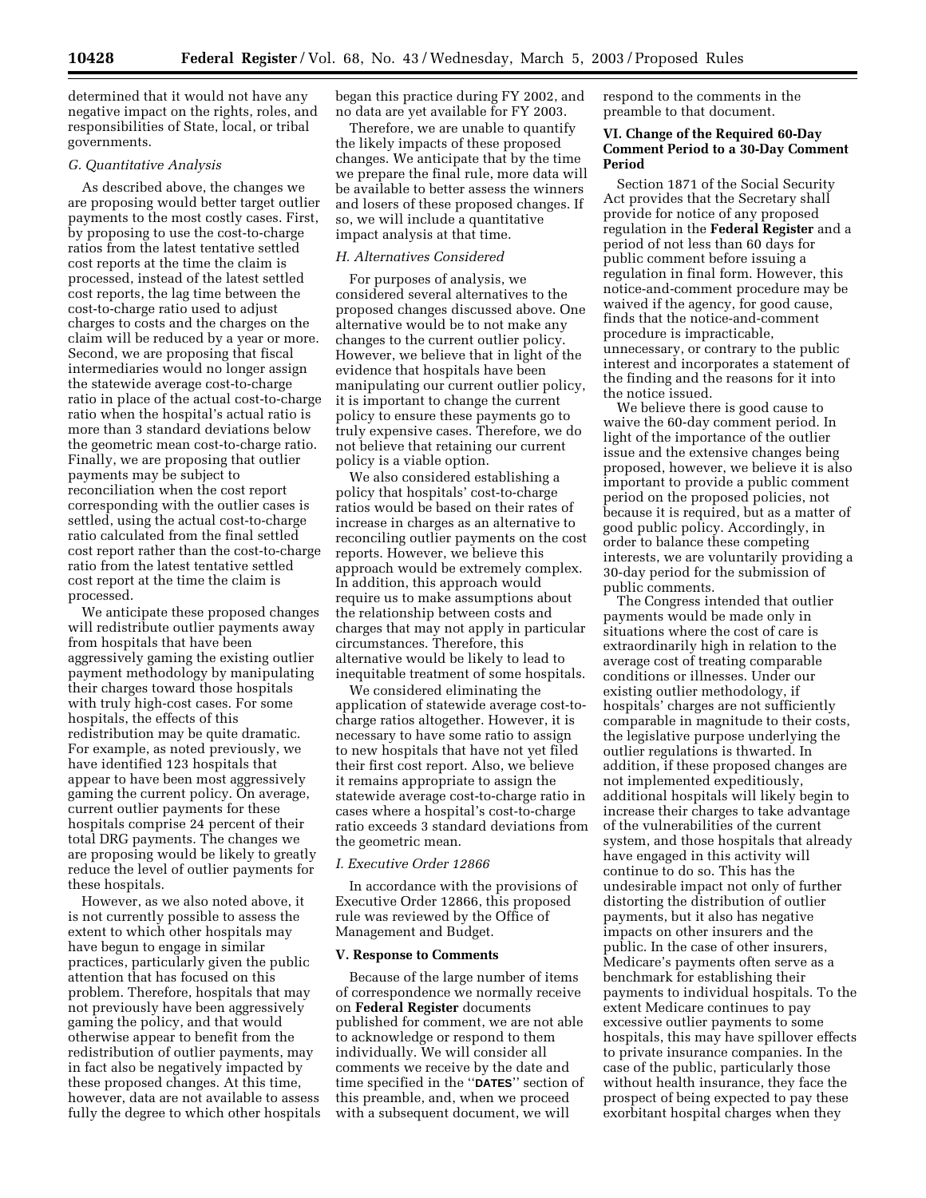determined that it would not have any negative impact on the rights, roles, and responsibilities of State, local, or tribal governments.

*G. Quantitative Analysis*

As described above, the changes we are proposing would better target outlier payments to the most costly cases. First, by proposing to use the cost-to-charge ratios from the latest tentative settled cost reports at the time the claim is processed, instead of the latest settled cost reports, the lag time between the cost-to-charge ratio used to adjust charges to costs and the charges on the claim will be reduced by a year or more. Second, we are proposing that fiscal intermediaries would no longer assign the statewide average cost-to-charge ratio in place of the actual cost-to-charge ratio when the hospital's actual ratio is more than 3 standard deviations below the geometric mean cost-to-charge ratio. Finally, we are proposing that outlier payments may be subject to reconciliation when the cost report corresponding with the outlier cases is settled, using the actual cost-to-charge ratio calculated from the final settled cost report rather than the cost-to-charge ratio from the latest tentative settled cost report at the time the claim is processed.

We anticipate these proposed changes will redistribute outlier payments away from hospitals that have been aggressively gaming the existing outlier payment methodology by manipulating their charges toward those hospitals with truly high-cost cases. For some hospitals, the effects of this redistribution may be quite dramatic. For example, as noted previously, we have identified 123 hospitals that appear to have been most aggressively gaming the current policy. On average, current outlier payments for these hospitals comprise 24 percent of their total DRG payments. The changes we are proposing would be likely to greatly reduce the level of outlier payments for these hospitals.

However, as we also noted above, it is not currently possible to assess the extent to which other hospitals may have begun to engage in similar practices, particularly given the public attention that has focused on this problem. Therefore, hospitals that may not previously have been aggressively gaming the policy, and that would otherwise appear to benefit from the redistribution of outlier payments, may in fact also be negatively impacted by these proposed changes. At this time, however, data are not available to assess fully the degree to which other hospitals began this practice during FY 2002, and no data are yet available for FY 2003.

Therefore, we are unable to quantify the likely impacts of these proposed changes. We anticipate that by the time we prepare the final rule, more data will be available to better assess the winners and losers of these proposed changes. If so, we will include a quantitative impact analysis at that time.

*H. Alternatives Considered*

For purposes of analysis, we considered several alternatives to the proposed changes discussed above. One alternative would be to not make any changes to the current outlier policy. However, we believe that in light of the evidence that hospitals have been manipulating our current outlier policy, it is important to change the current policy to ensure these payments go to truly expensive cases. Therefore, we do not believe that retaining our current policy is a viable option.

We also considered establishing a policy that hospitals' cost-to-charge ratios would be based on their rates of increase in charges as an alternative to reconciling outlier payments on the cost reports. However, we believe this approach would be extremely complex. In addition, this approach would require us to make assumptions about the relationship between costs and charges that may not apply in particular circumstances. Therefore, this alternative would be likely to lead to inequitable treatment of some hospitals.

We considered eliminating the application of statewide average cost-to-charge ratios altogether. However, it is necessary to have some ratio to assign to new hospitals that have not yet filed their first cost report. Also, we believe it remains appropriate to assign the statewide average cost-to-charge ratio in cases where a hospital's cost-to-charge ratio exceeds 3 standard deviations from the geometric mean.

*I. Executive Order 12866*

In accordance with the provisions of Executive Order 12866, this proposed rule was reviewed by the Office of Management and Budget.

### V. Response to Comments

Because of the large number of items of correspondence we normally receive on **Federal Register** documents published for comment, we are not able to acknowledge or respond to them individually. We will consider all comments we receive by the date and time specified in the "DATES" section of this preamble, and, when we proceed with a subsequent document, we will respond to the comments in the preamble to that document.

### VI. Change of the Required 60-Day Comment Period to a 30-Day Comment Period

Section 1871 of the Social Security Act provides that the Secretary shall provide for notice of any proposed regulation in the **Federal Register** and a period of not less than 60 days for public comment before issuing a regulation in final form. However, this notice-and-comment procedure may be waived if the agency, for good cause, finds that the notice-and-comment procedure is impracticable, unnecessary, or contrary to the public interest and incorporates a statement of the finding and the reasons for it into the notice issued.

We believe there is good cause to waive the 60-day comment period. In light of the importance of the outlier issue and the extensive changes being proposed, however, we believe it is also important to provide a public comment period on the proposed policies, not because it is required, but as a matter of good public policy. Accordingly, in order to balance these competing interests, we are voluntarily providing a 30-day period for the submission of public comments.

The Congress intended that outlier payments would be made only in situations where the cost of care is extraordinarily high in relation to the average cost of treating comparable conditions or illnesses. Under our existing outlier methodology, if hospitals' charges are not sufficiently comparable in magnitude to their costs, the legislative purpose underlying the outlier regulations is thwarted. In addition, if these proposed changes are not implemented expeditiously, additional hospitals will likely begin to increase their charges to take advantage of the vulnerabilities of the current system, and those hospitals that already have engaged in this activity will continue to do so. This has the undesirable impact not only of further distorting the distribution of outlier payments, but it also has negative impacts on other insurers and the public. In the case of other insurers, Medicare's payments often serve as a benchmark for establishing their payments to individual hospitals. To the extent Medicare continues to pay excessive outlier payments to some hospitals, this may have spillover effects to private insurance companies. In the case of the public, particularly those without health insurance, they face the prospect of being expected to pay these exorbitant hospital charges when they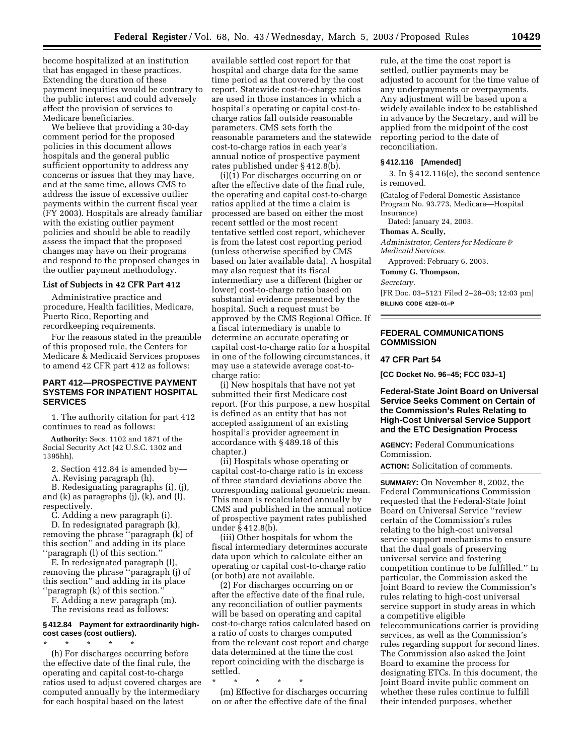become hospitalized at an institution that has engaged in these practices. Extending the duration of these payment inequities would be contrary to the public interest and could adversely affect the provision of services to Medicare beneficiaries.

We believe that providing a 30-day comment period for the proposed policies in this document allows hospitals and the general public sufficient opportunity to address any concerns or issues that they may have, and at the same time, allows CMS to address the issue of excessive outlier payments within the current fiscal year (FY 2003). Hospitals are already familiar with the existing outlier payment policies and should be able to readily assess the impact that the proposed changes may have on their programs and respond to the proposed changes in the outlier payment methodology.

### List of Subjects in 42 CFR Part 412

Administrative practice and procedure, Health facilities, Medicare, Puerto Rico, Reporting and recordkeeping requirements.

For the reasons stated in the preamble of this proposed rule, the Centers for Medicare & Medicaid Services proposes to amend 42 CFR part 412 as follows:

## PART 412—PROSPECTIVE PAYMENT SYSTEMS FOR INPATIENT HOSPITAL SERVICES

1. The authority citation for part 412 continues to read as follows:

**Authority:** Secs. 1102 and 1871 of the Social Security Act (42 U.S.C. 1302 and 1395hh).

2. Section 412.84 is amended by—

A. Revising paragraph (h).

B. Redesignating paragraphs (i), (j), and (k) as paragraphs (j), (k), and (l), respectively.

C. Adding a new paragraph (i).

D. In redesignated paragraph (k), removing the phrase ''paragraph (k) of this section'' and adding in its place ''paragraph (l) of this section.''

E. In redesignated paragraph (l), removing the phrase ''paragraph (j) of this section'' and adding in its place ''paragraph (k) of this section.''

F. Adding a new paragraph (m).

The revisions read as follows:

### § 412.84 Payment for extraordinarily high-cost cases (cost outliers).

\* \* \* \* \*

(h) For discharges occurring before the effective date of the final rule, the operating and capital cost-to-charge ratios used to adjust covered charges are computed annually by the intermediary for each hospital based on the latest available settled cost report for that hospital and charge data for the same time period as that covered by the cost report. Statewide cost-to-charge ratios are used in those instances in which a hospital's operating or capital cost-to-charge ratios fall outside reasonable parameters. CMS sets forth the reasonable parameters and the statewide cost-to-charge ratios in each year's annual notice of prospective payment rates published under § 412.8(b).

(i)(1) For discharges occurring on or after the effective date of the final rule, the operating and capital cost-to-charge ratios applied at the time a claim is processed are based on either the most recent settled or the most recent tentative settled cost report, whichever is from the latest cost reporting period (unless otherwise specified by CMS based on later available data). A hospital may also request that its fiscal intermediary use a different (higher or lower) cost-to-charge ratio based on substantial evidence presented by the hospital. Such a request must be approved by the CMS Regional Office. If a fiscal intermediary is unable to determine an accurate operating or capital cost-to-charge ratio for a hospital in one of the following circumstances, it may use a statewide average cost-to-charge ratio:

(i) New hospitals that have not yet submitted their first Medicare cost report. (For this purpose, a new hospital is defined as an entity that has not accepted assignment of an existing hospital's provider agreement in accordance with § 489.18 of this chapter.)

(ii) Hospitals whose operating or capital cost-to-charge ratio is in excess of three standard deviations above the corresponding national geometric mean. This mean is recalculated annually by CMS and published in the annual notice of prospective payment rates published under § 412.8(b).

(iii) Other hospitals for whom the fiscal intermediary determines accurate data upon which to calculate either an operating or capital cost-to-charge ratio (or both) are not available.

(2) For discharges occurring on or after the effective date of the final rule, any reconciliation of outlier payments will be based on operating and capital cost-to-charge ratios calculated based on a ratio of costs to charges computed from the relevant cost report and charge data determined at the time the cost report coinciding with the discharge is settled.

\* \* \* \* \*

(m) Effective for discharges occurring on or after the effective date of the final rule, at the time the cost report is settled, outlier payments may be adjusted to account for the time value of any underpayments or overpayments. Any adjustment will be based upon a widely available index to be established in advance by the Secretary, and will be applied from the midpoint of the cost reporting period to the date of reconciliation.

### § 412.116 [Amended]

3. In § 412.116(e), the second sentence is removed.

(Catalog of Federal Domestic Assistance Program No. 93.773, Medicare—Hospital Insurance)

Dated: January 24, 2003.

**Thomas A. Scully,**

*Administrator, Centers for Medicare & Medicaid Services.*

Approved: February 6, 2003.

**Tommy G. Thompson,**

*Secretary.*

[FR Doc. 03–5121 Filed 2–28–03; 12:03 pm]

BILLING CODE 4120–01–P

## FEDERAL COMMUNICATIONS COMMISSION

### 47 CFR Part 54

**[CC Docket No. 96–45; FCC 03J–1]**

### Federal-State Joint Board on Universal Service Seeks Comment on Certain of the Commission's Rules Relating to High-Cost Universal Service Support and the ETC Designation Process

**AGENCY:** Federal Communications Commission.

**ACTION:** Solicitation of comments.

**SUMMARY:** On November 8, 2002, the Federal Communications Commission requested that the Federal-State Joint Board on Universal Service ''review certain of the Commission's rules relating to the high-cost universal service support mechanisms to ensure that the dual goals of preserving universal service and fostering competition continue to be fulfilled.'' In particular, the Commission asked the Joint Board to review the Commission's rules relating to high-cost universal service support in study areas in which a competitive eligible telecommunications carrier is providing services, as well as the Commission's rules regarding support for second lines. The Commission also asked the Joint Board to examine the process for designating ETCs. In this document, the Joint Board invite public comment on whether these rules continue to fulfill their intended purposes, whether